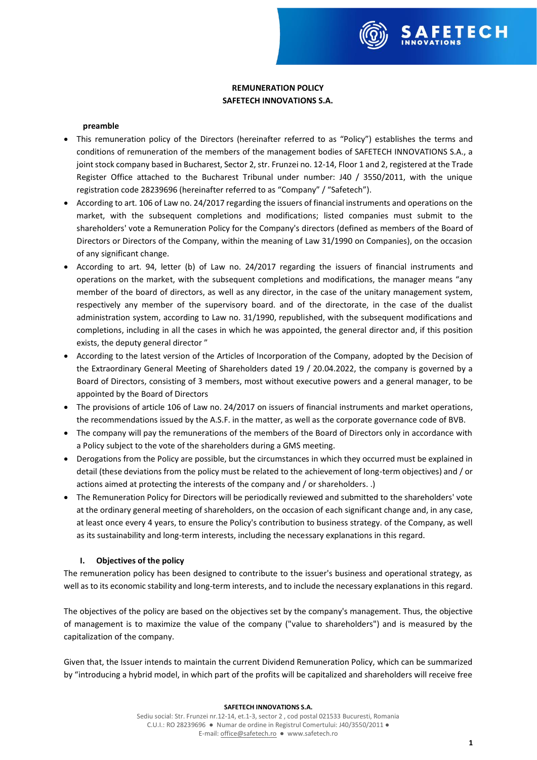**REMUNERATION POLICY**
**SAFETECH INNOVATIONS S.A.**

**preamble**

- This remuneration policy of the Directors (hereinafter referred to as "Policy") establishes the terms and conditions of remuneration of the members of the management bodies of SAFETECH INNOVATIONS S.A., a joint stock company based in Bucharest, Sector 2, str. Frunzei no. 12-14, Floor 1 and 2, registered at the Trade Register Office attached to the Bucharest Tribunal under number: J40 / 3550/2011, with the unique registration code 28239696 (hereinafter referred to as "Company" / "Safetech").
- According to art. 106 of Law no. 24/2017 regarding the issuers of financial instruments and operations on the market, with the subsequent completions and modifications; listed companies must submit to the shareholders' vote a Remuneration Policy for the Company's directors (defined as members of the Board of Directors or Directors of the Company, within the meaning of Law 31/1990 on Companies), on the occasion of any significant change.
- According to art. 94, letter (b) of Law no. 24/2017 regarding the issuers of financial instruments and operations on the market, with the subsequent completions and modifications, the manager means "any member of the board of directors, as well as any director, in the case of the unitary management system, respectively any member of the supervisory board. and of the directorate, in the case of the dualist administration system, according to Law no. 31/1990, republished, with the subsequent modifications and completions, including in all the cases in which he was appointed, the general director and, if this position exists, the deputy general director "
- According to the latest version of the Articles of Incorporation of the Company, adopted by the Decision of the Extraordinary General Meeting of Shareholders dated 19 / 20.04.2022, the company is governed by a Board of Directors, consisting of 3 members, most without executive powers and a general manager, to be appointed by the Board of Directors
- The provisions of article 106 of Law no. 24/2017 on issuers of financial instruments and market operations, the recommendations issued by the A.S.F. in the matter, as well as the corporate governance code of BVB.
- The company will pay the remunerations of the members of the Board of Directors only in accordance with a Policy subject to the vote of the shareholders during a GMS meeting.
- Derogations from the Policy are possible, but the circumstances in which they occurred must be explained in detail (these deviations from the policy must be related to the achievement of long-term objectives) and / or actions aimed at protecting the interests of the company and / or shareholders. .)
- The Remuneration Policy for Directors will be periodically reviewed and submitted to the shareholders' vote at the ordinary general meeting of shareholders, on the occasion of each significant change and, in any case, at least once every 4 years, to ensure the Policy's contribution to business strategy. of the Company, as well as its sustainability and long-term interests, including the necessary explanations in this regard.

## I. Objectives of the policy

The remuneration policy has been designed to contribute to the issuer's business and operational strategy, as well as to its economic stability and long-term interests, and to include the necessary explanations in this regard.

The objectives of the policy are based on the objectives set by the company's management. Thus, the objective of management is to maximize the value of the company ("value to shareholders") and is measured by the capitalization of the company.

Given that, the Issuer intends to maintain the current Dividend Remuneration Policy, which can be summarized by "introducing a hybrid model, in which part of the profits will be capitalized and shareholders will receive free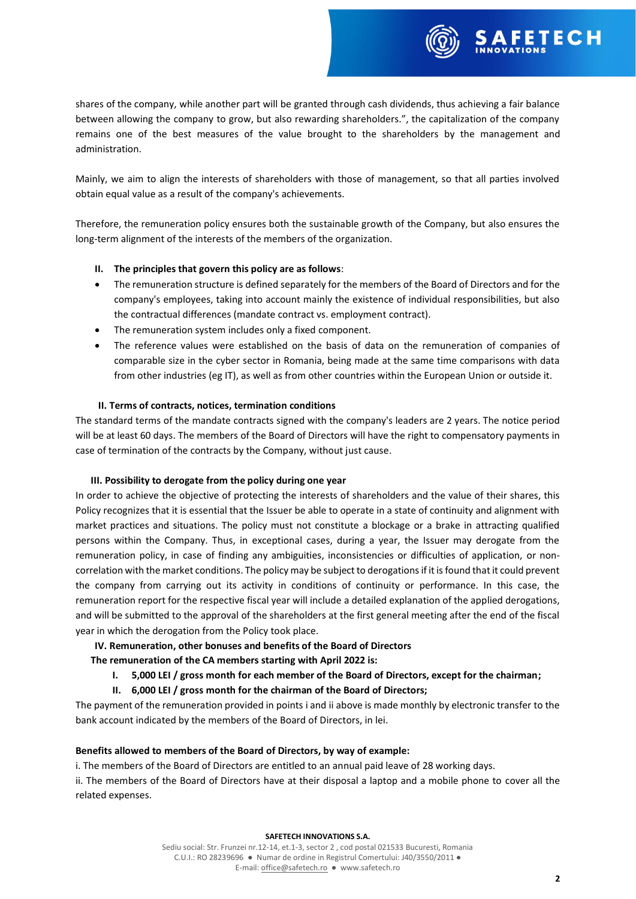shares of the company, while another part will be granted through cash dividends, thus achieving a fair balance between allowing the company to grow, but also rewarding shareholders.", the capitalization of the company remains one of the best measures of the value brought to the shareholders by the management and administration.

Mainly, we aim to align the interests of shareholders with those of management, so that all parties involved obtain equal value as a result of the company's achievements.

Therefore, the remuneration policy ensures both the sustainable growth of the Company, but also ensures the long-term alignment of the interests of the members of the organization.

**II. The principles that govern this policy are as follows**:

- The remuneration structure is defined separately for the members of the Board of Directors and for the company's employees, taking into account mainly the existence of individual responsibilities, but also the contractual differences (mandate contract vs. employment contract).
- The remuneration system includes only a fixed component.
- The reference values were established on the basis of data on the remuneration of companies of comparable size in the cyber sector in Romania, being made at the same time comparisons with data from other industries (eg IT), as well as from other countries within the European Union or outside it.

**II. Terms of contracts, notices, termination conditions**

The standard terms of the mandate contracts signed with the company's leaders are 2 years. The notice period will be at least 60 days. The members of the Board of Directors will have the right to compensatory payments in case of termination of the contracts by the Company, without just cause.

**III. Possibility to derogate from the policy during one year**

In order to achieve the objective of protecting the interests of shareholders and the value of their shares, this Policy recognizes that it is essential that the Issuer be able to operate in a state of continuity and alignment with market practices and situations. The policy must not constitute a blockage or a brake in attracting qualified persons within the Company. Thus, in exceptional cases, during a year, the Issuer may derogate from the remuneration policy, in case of finding any ambiguities, inconsistencies or difficulties of application, or non-correlation with the market conditions. The policy may be subject to derogations if it is found that it could prevent the company from carrying out its activity in conditions of continuity or performance. In this case, the remuneration report for the respective fiscal year will include a detailed explanation of the applied derogations, and will be submitted to the approval of the shareholders at the first general meeting after the end of the fiscal year in which the derogation from the Policy took place.

**IV. Remuneration, other bonuses and benefits of the Board of Directors**

**The remuneration of the CA members starting with April 2022 is:**

I. **5,000 LEI / gross month for each member of the Board of Directors, except for the chairman;**

II. **6,000 LEI / gross month for the chairman of the Board of Directors;**

The payment of the remuneration provided in points i and ii above is made monthly by electronic transfer to the bank account indicated by the members of the Board of Directors, in lei.

**Benefits allowed to members of the Board of Directors, by way of example:**

i. The members of the Board of Directors are entitled to an annual paid leave of 28 working days.

ii. The members of the Board of Directors have at their disposal a laptop and a mobile phone to cover all the related expenses.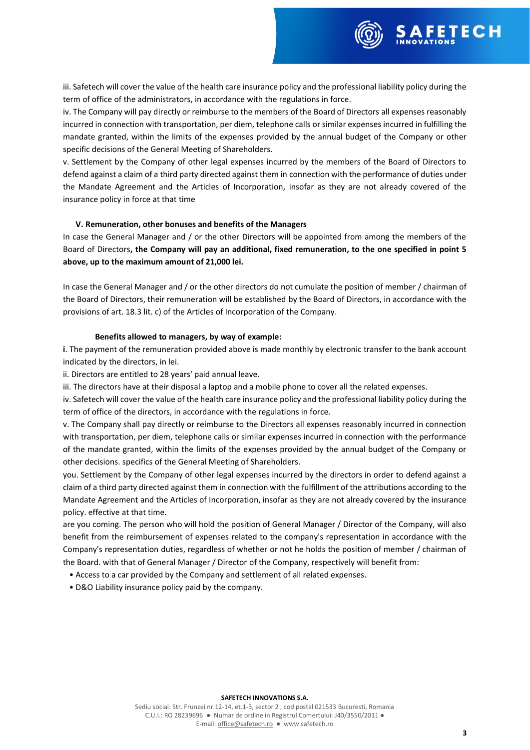iii. Safetech will cover the value of the health care insurance policy and the professional liability policy during the term of office of the administrators, in accordance with the regulations in force.

iv. The Company will pay directly or reimburse to the members of the Board of Directors all expenses reasonably incurred in connection with transportation, per diem, telephone calls or similar expenses incurred in fulfilling the mandate granted, within the limits of the expenses provided by the annual budget of the Company or other specific decisions of the General Meeting of Shareholders.

v. Settlement by the Company of other legal expenses incurred by the members of the Board of Directors to defend against a claim of a third party directed against them in connection with the performance of duties under the Mandate Agreement and the Articles of Incorporation, insofar as they are not already covered of the insurance policy in force at that time

**V. Remuneration, other bonuses and benefits of the Managers**

In case the General Manager and / or the other Directors will be appointed from among the members of the Board of Directors**, the Company will pay an additional, fixed remuneration, to the one specified in point 5 above, up to the maximum amount of 21,000 lei.**

In case the General Manager and / or the other directors do not cumulate the position of member / chairman of the Board of Directors, their remuneration will be established by the Board of Directors, in accordance with the provisions of art. 18.3 lit. c) of the Articles of Incorporation of the Company.

**Benefits allowed to managers, by way of example:**

**i**. The payment of the remuneration provided above is made monthly by electronic transfer to the bank account indicated by the directors, in lei.

ii. Directors are entitled to 28 years' paid annual leave.

iii. The directors have at their disposal a laptop and a mobile phone to cover all the related expenses.

iv. Safetech will cover the value of the health care insurance policy and the professional liability policy during the term of office of the directors, in accordance with the regulations in force.

v. The Company shall pay directly or reimburse to the Directors all expenses reasonably incurred in connection with transportation, per diem, telephone calls or similar expenses incurred in connection with the performance of the mandate granted, within the limits of the expenses provided by the annual budget of the Company or other decisions. specifics of the General Meeting of Shareholders.

you. Settlement by the Company of other legal expenses incurred by the directors in order to defend against a claim of a third party directed against them in connection with the fulfillment of the attributions according to the Mandate Agreement and the Articles of Incorporation, insofar as they are not already covered by the insurance policy. effective at that time.

are you coming. The person who will hold the position of General Manager / Director of the Company, will also benefit from the reimbursement of expenses related to the company's representation in accordance with the Company's representation duties, regardless of whether or not he holds the position of member / chairman of the Board. with that of General Manager / Director of the Company, respectively will benefit from:

- Access to a car provided by the Company and settlement of all related expenses.
- D&O Liability insurance policy paid by the company.